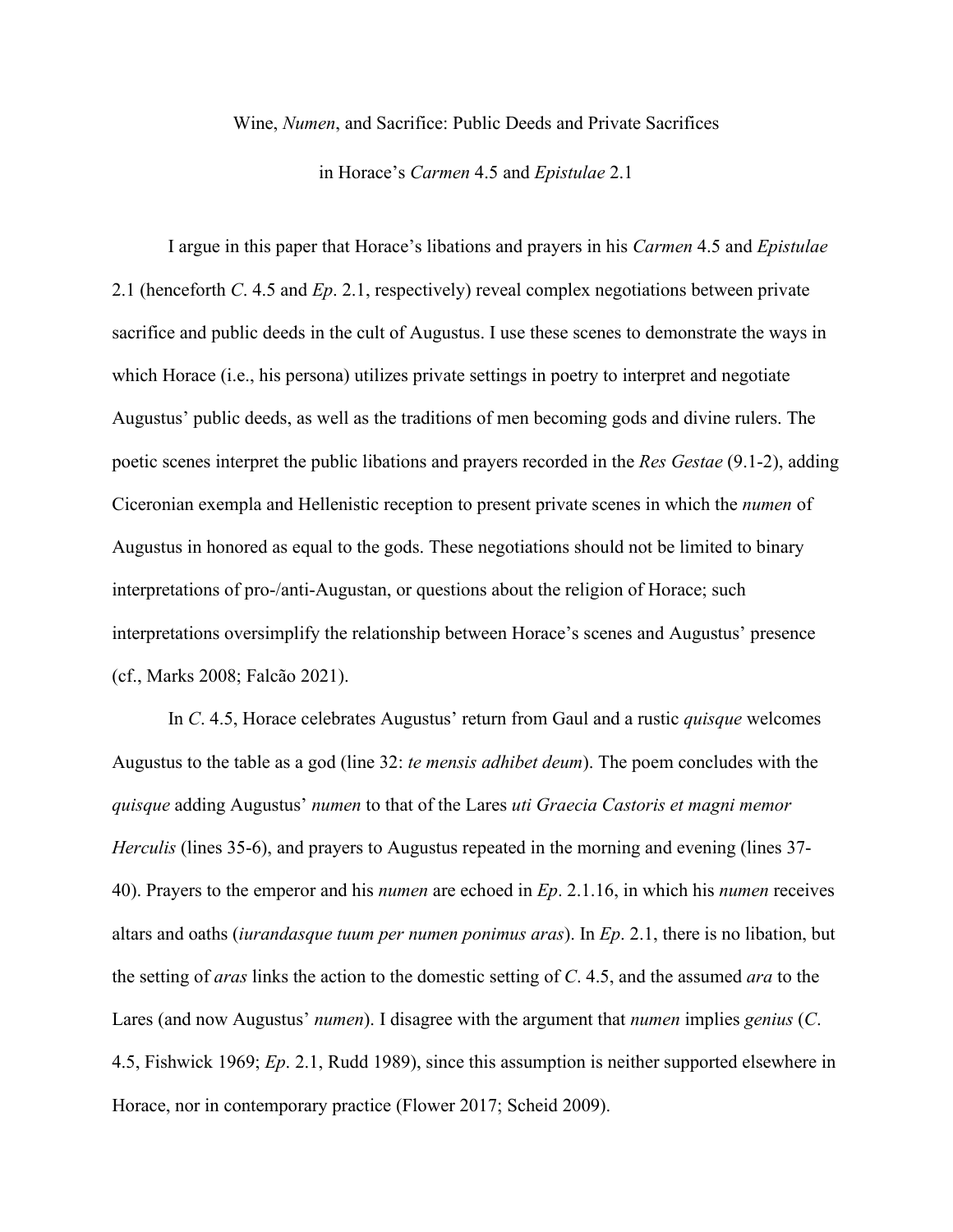# Wine, *Numen*, and Sacrifice: Public Deeds and Private Sacrifices in Horace's *Carmen* 4.5 and *Epistulae* 2.1

I argue in this paper that Horace's libations and prayers in his *Carmen* 4.5 and *Epistulae* 2.1 (henceforth *C*. 4.5 and *Ep*. 2.1, respectively) reveal complex negotiations between private sacrifice and public deeds in the cult of Augustus. I use these scenes to demonstrate the ways in which Horace (i.e., his persona) utilizes private settings in poetry to interpret and negotiate Augustus' public deeds, as well as the traditions of men becoming gods and divine rulers. The poetic scenes interpret the public libations and prayers recorded in the *Res Gestae* (9.1-2), adding Ciceronian exempla and Hellenistic reception to present private scenes in which the *numen* of Augustus in honored as equal to the gods. These negotiations should not be limited to binary interpretations of pro-/anti-Augustan, or questions about the religion of Horace; such interpretations oversimplify the relationship between Horace's scenes and Augustus' presence (cf., Marks 2008; Falcão 2021).

In *C*. 4.5, Horace celebrates Augustus' return from Gaul and a rustic *quisque* welcomes Augustus to the table as a god (line 32: *te mensis adhibet deum*). The poem concludes with the *quisque* adding Augustus' *numen* to that of the Lares *uti Graecia Castoris et magni memor Herculis* (lines 35-6), and prayers to Augustus repeated in the morning and evening (lines 37-40). Prayers to the emperor and his *numen* are echoed in *Ep*. 2.1.16, in which his *numen* receives altars and oaths (*iurandasque tuum per numen ponimus aras*). In *Ep*. 2.1, there is no libation, but the setting of *aras* links the action to the domestic setting of *C*. 4.5, and the assumed *ara* to the Lares (and now Augustus' *numen*). I disagree with the argument that *numen* implies *genius* (*C*. 4.5, Fishwick 1969; *Ep*. 2.1, Rudd 1989), since this assumption is neither supported elsewhere in Horace, nor in contemporary practice (Flower 2017; Scheid 2009).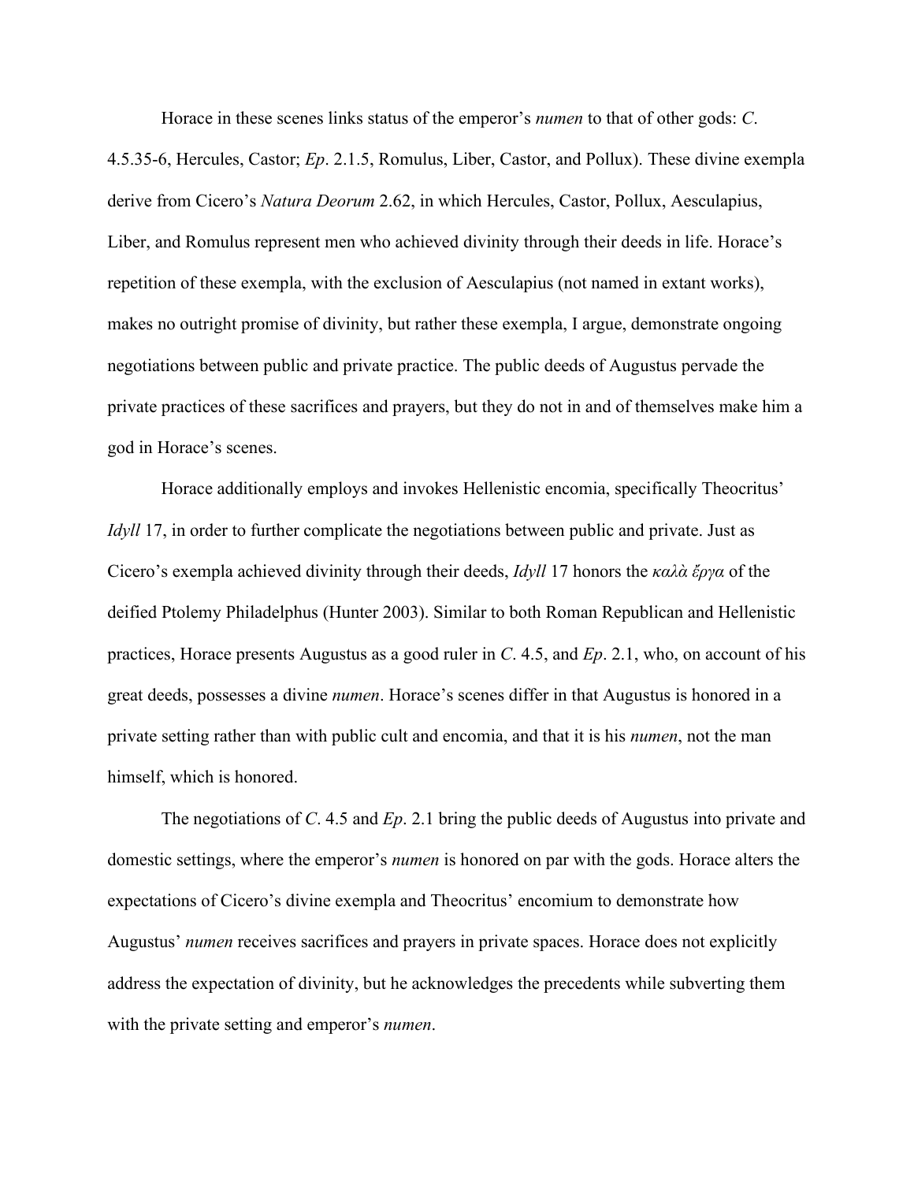Horace in these scenes links status of the emperor's *numen* to that of other gods: *C*. 4.5.35-6, Hercules, Castor; *Ep*. 2.1.5, Romulus, Liber, Castor, and Pollux). These divine exempla derive from Cicero's *Natura Deorum* 2.62, in which Hercules, Castor, Pollux, Aesculapius, Liber, and Romulus represent men who achieved divinity through their deeds in life. Horace's repetition of these exempla, with the exclusion of Aesculapius (not named in extant works), makes no outright promise of divinity, but rather these exempla, I argue, demonstrate ongoing negotiations between public and private practice. The public deeds of Augustus pervade the private practices of these sacrifices and prayers, but they do not in and of themselves make him a god in Horace's scenes.

Horace additionally employs and invokes Hellenistic encomia, specifically Theocritus' *Idyll* 17, in order to further complicate the negotiations between public and private. Just as Cicero's exempla achieved divinity through their deeds, *Idyll* 17 honors the *καλὰ ἔργα* of the deified Ptolemy Philadelphus (Hunter 2003). Similar to both Roman Republican and Hellenistic practices, Horace presents Augustus as a good ruler in *C*. 4.5, and *Ep*. 2.1, who, on account of his great deeds, possesses a divine *numen*. Horace's scenes differ in that Augustus is honored in a private setting rather than with public cult and encomia, and that it is his *numen*, not the man himself, which is honored.

The negotiations of *C*. 4.5 and *Ep*. 2.1 bring the public deeds of Augustus into private and domestic settings, where the emperor's *numen* is honored on par with the gods. Horace alters the expectations of Cicero's divine exempla and Theocritus' encomium to demonstrate how Augustus' *numen* receives sacrifices and prayers in private spaces. Horace does not explicitly address the expectation of divinity, but he acknowledges the precedents while subverting them with the private setting and emperor's *numen*.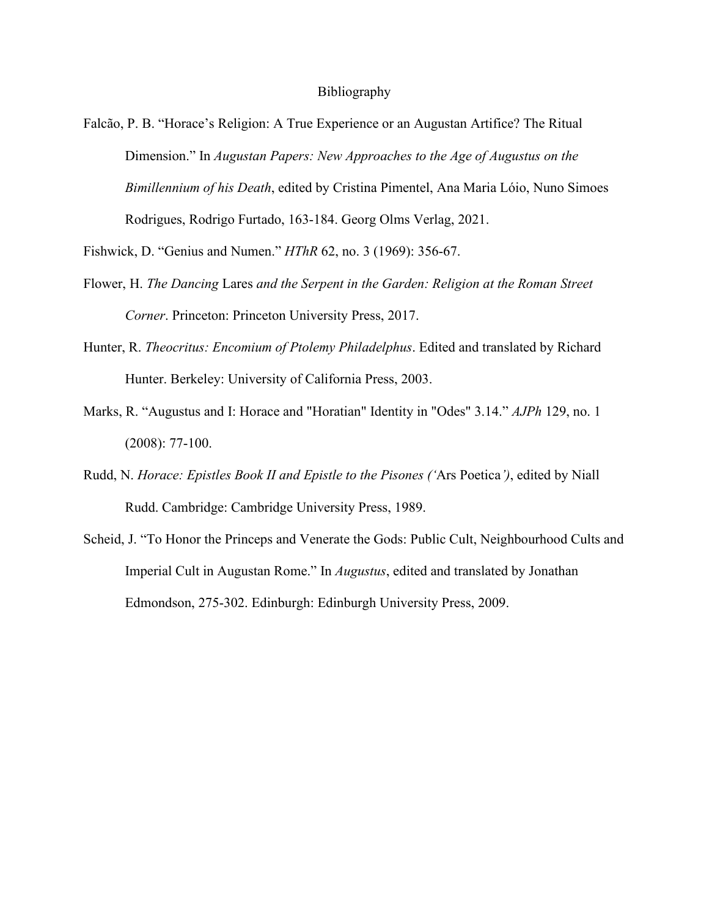# Bibliography

Falcão, P. B. "Horace's Religion: A True Experience or an Augustan Artifice? The Ritual Dimension." In *Augustan Papers: New Approaches to the Age of Augustus on the Bimillennium of his Death*, edited by Cristina Pimentel, Ana Maria Lóio, Nuno Simoes Rodrigues, Rodrigo Furtado, 163-184. Georg Olms Verlag, 2021.

Fishwick, D. "Genius and Numen." *HThR* 62, no. 3 (1969): 356-67.

Flower, H. *The Dancing* Lares *and the Serpent in the Garden: Religion at the Roman Street Corner*. Princeton: Princeton University Press, 2017.

Hunter, R. *Theocritus: Encomium of Ptolemy Philadelphus*. Edited and translated by Richard Hunter. Berkeley: University of California Press, 2003.

Marks, R. "Augustus and I: Horace and "Horatian" Identity in "Odes" 3.14." *AJPh* 129, no. 1 (2008): 77-100.

Rudd, N. *Horace: Epistles Book II and Epistle to the Pisones ('*Ars Poetica*')*, edited by Niall Rudd. Cambridge: Cambridge University Press, 1989.

Scheid, J. "To Honor the Princeps and Venerate the Gods: Public Cult, Neighbourhood Cults and Imperial Cult in Augustan Rome." In *Augustus*, edited and translated by Jonathan Edmondson, 275-302. Edinburgh: Edinburgh University Press, 2009.